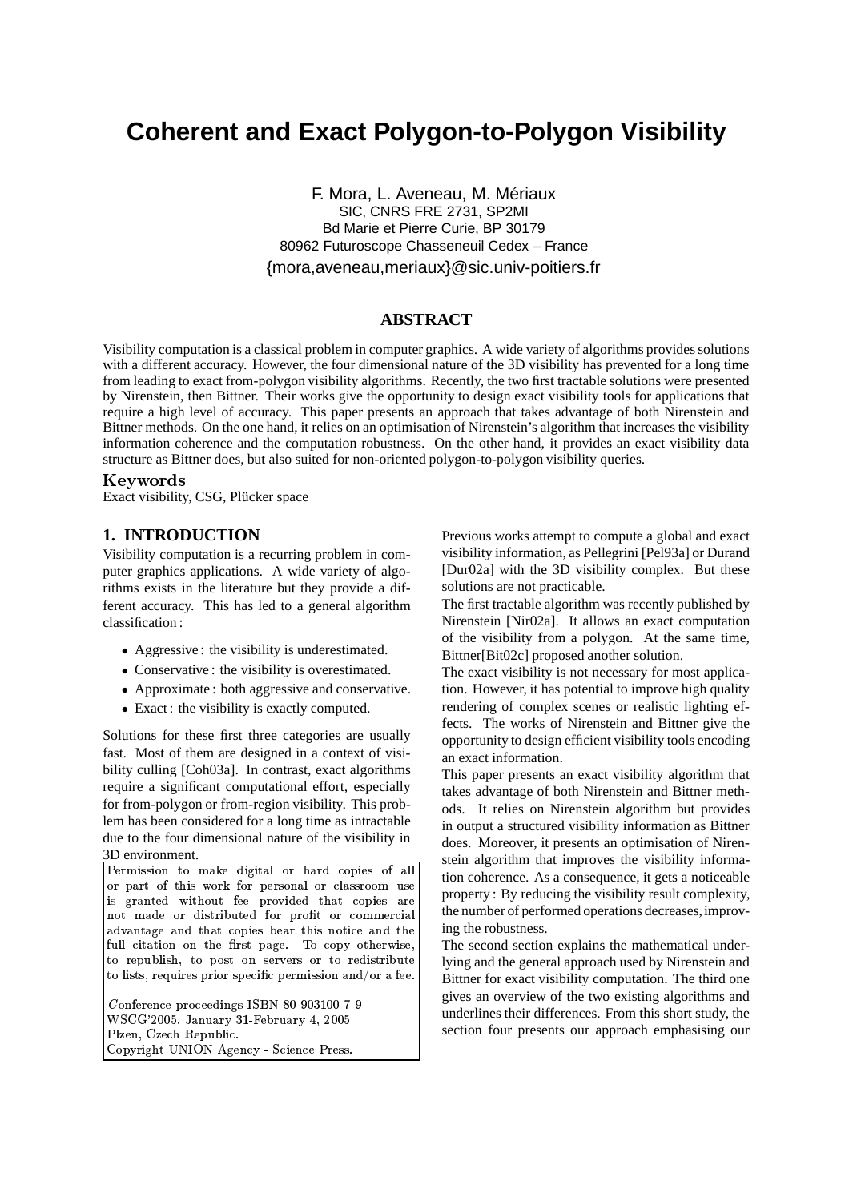# Coherent and Exact Polygon-to-Polygon Visibility

F. Mora, L. Aveneau, M. Mériaux
SIC, CNRS FRE 2731, SP2MI
Bd Marie et Pierre Curie, BP 30179
80962 Futuroscope Chasseneuil Cedex – France
{mora,aveneau,meriaux}@sic.univ-poitiers.fr

## ABSTRACT

Visibility computation is a classical problem in computer graphics. A wide variety of algorithms provides solutions with a different accuracy. However, the four dimensional nature of the 3D visibility has prevented for a long time from leading to exact from-polygon visibility algorithms. Recently, the two first tractable solutions were presented by Nirenstein, then Bittner. Their works give the opportunity to design exact visibility tools for applications that require a high level of accuracy. This paper presents an approach that takes advantage of both Nirenstein and Bittner methods. On the one hand, it relies on an optimisation of Nirenstein's algorithm that increases the visibility information coherence and the computation robustness. On the other hand, it provides an exact visibility data structure as Bittner does, but also suited for non-oriented polygon-to-polygon visibility queries.

### Keywords

Exact visibility, CSG, Plücker space

## 1. INTRODUCTION

Visibility computation is a recurring problem in computer graphics applications. A wide variety of algorithms exists in the literature but they provide a different accuracy. This has led to a general algorithm classification :

- Aggressive : the visibility is underestimated.
- Conservative : the visibility is overestimated.
- Approximate : both aggressive and conservative.
- Exact : the visibility is exactly computed.

Solutions for these first three categories are usually fast. Most of them are designed in a context of visibility culling [Coh03a]. In contrast, exact algorithms require a significant computational effort, especially for from-polygon or from-region visibility. This problem has been considered for a long time as intractable due to the four dimensional nature of the visibility in 3D environment.

Permission to make digital or hard copies of all or part of this work for personal or classroom use is granted without fee provided that copies are not made or distributed for profit or commercial advantage and that copies bear this notice and the full citation on the first page. To copy otherwise, to republish, to post on servers or to redistribute to lists, requires prior specific permission and/or a fee.

Conference proceedings ISBN 80-903100-7-9
WSCG'2005, January 31-February 4, 2005
Plzen, Czech Republic.
Copyright UNION Agency - Science Press.

Previous works attempt to compute a global and exact visibility information, as Pellegrini [Pel93a] or Durand [Dur02a] with the 3D visibility complex. But these solutions are not practicable.

The first tractable algorithm was recently published by Nirenstein [Nir02a]. It allows an exact computation of the visibility from a polygon. At the same time, Bittner[Bit02c] proposed another solution.

The exact visibility is not necessary for most application. However, it has potential to improve high quality rendering of complex scenes or realistic lighting effects. The works of Nirenstein and Bittner give the opportunity to design efficient visibility tools encoding an exact information.

This paper presents an exact visibility algorithm that takes advantage of both Nirenstein and Bittner methods. It relies on Nirenstein algorithm but provides in output a structured visibility information as Bittner does. Moreover, it presents an optimisation of Nirenstein algorithm that improves the visibility information coherence. As a consequence, it gets a noticeable property : By reducing the visibility result complexity, the number of performed operations decreases, improving the robustness.

The second section explains the mathematical underlying and the general approach used by Nirenstein and Bittner for exact visibility computation. The third one gives an overview of the two existing algorithms and underlines their differences. From this short study, the section four presents our approach emphasising our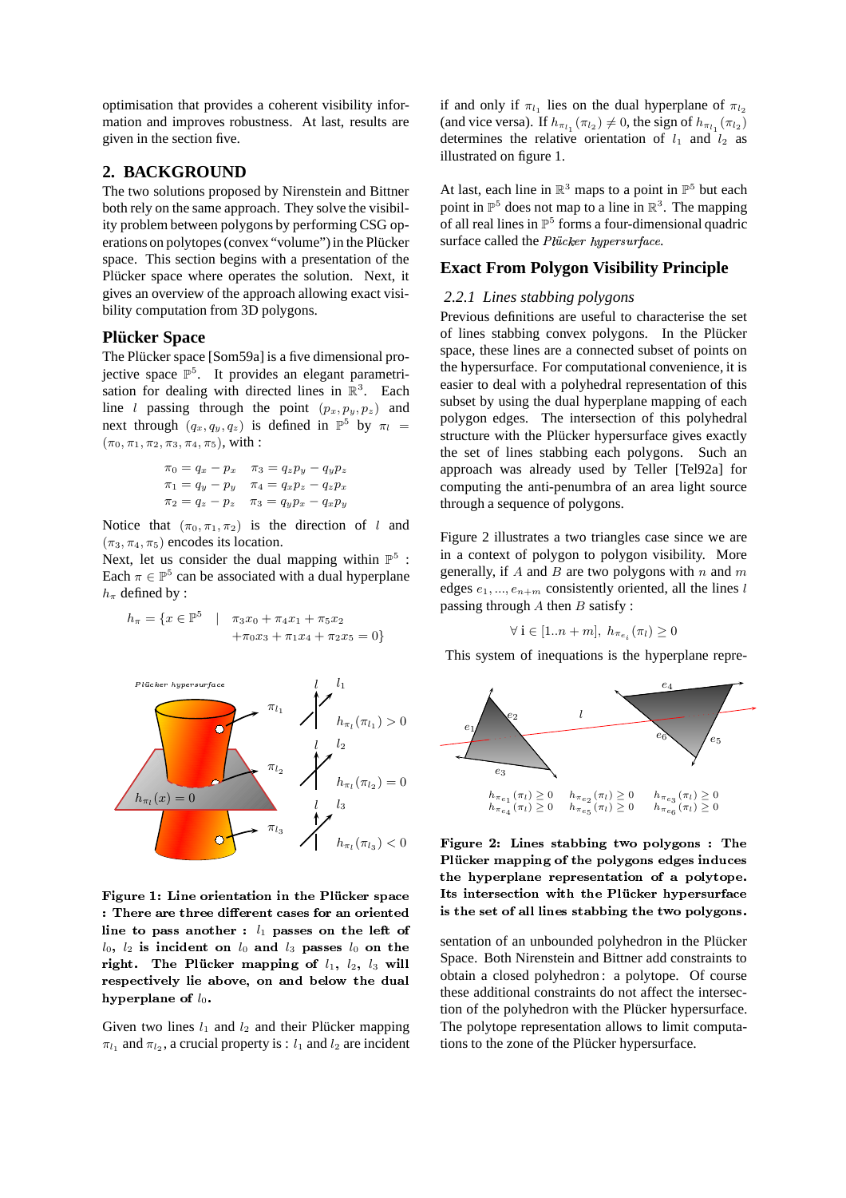optimisation that provides a coherent visibility information and improves robustness. At last, results are given in the section five.

## 2. BACKGROUND

The two solutions proposed by Nirenstein and Bittner both rely on the same approach. They solve the visibility problem between polygons by performing CSG operations on polytopes (convex "volume") in the Plücker space. This section begins with a presentation of the Plücker space where operates the solution. Next, it gives an overview of the approach allowing exact visibility computation from 3D polygons.

### Plücker Space

The Plücker space [Som59a] is a five dimensional projective space $\mathbb{P}^5$. It provides an elegant parametrisation for dealing with directed lines in $\mathbb{R}^3$. Each line $l$ passing through the point $(p_x, p_y, p_z)$ and next through $(q_x, q_y, q_z)$ is defined in $\mathbb{P}^5$ by $\pi_l = (\pi_0, \pi_1, \pi_2, \pi_3, \pi_4, \pi_5)$, with :

$$\begin{array}{ll} \pi_0 = q_x - p_x & \pi_3 = q_z p_y - q_y p_z \\ \pi_1 = q_y - p_y & \pi_4 = q_x p_z - q_z p_x \\ \pi_2 = q_z - p_z & \pi_3 = q_y p_x - q_x p_y \end{array}$$

Notice that $(\pi_0, \pi_1, \pi_2)$ is the direction of $l$ and $(\pi_3, \pi_4, \pi_5)$ encodes its location.

Next, let us consider the dual mapping within $\mathbb{P}^5$ : Each $\pi \in \mathbb{P}^5$ can be associated with a dual hyperplane $h_\pi$ defined by :

$$h_\pi = \{x \in \mathbb{P}^5 \quad | \quad \pi_3 x_0 + \pi_4 x_1 + \pi_5 x_2 + \pi_0 x_3 + \pi_1 x_4 + \pi_2 x_5 = 0\}$$

**Figure 1: Line orientation in the Plücker space : There are three different cases for an oriented line to pass another : $l_1$ passes on the left of $l_0$, $l_2$ is incident on $l_0$ and $l_3$ passes $l_0$ on the right. The Plücker mapping of $l_1$, $l_2$, $l_3$ will respectively lie above, on and below the dual hyperplane of $l_0$.**

Given two lines $l_1$ and $l_2$ and their Plücker mapping $\pi_{l_1}$ and $\pi_{l_2}$, a crucial property is : $l_1$ and $l_2$ are incident if and only if $\pi_{l_1}$ lies on the dual hyperplane of $\pi_{l_2}$ (and vice versa). If $h_{\pi_{l_1}}(\pi_{l_2}) \neq 0$, the sign of $h_{\pi_{l_1}}(\pi_{l_2})$ determines the relative orientation of $l_1$ and $l_2$ as illustrated on figure 1.

At last, each line in $\mathbb{R}^3$ maps to a point in $\mathbb{P}^5$ but each point in $\mathbb{P}^5$ does not map to a line in $\mathbb{R}^3$. The mapping of all real lines in $\mathbb{P}^5$ forms a four-dimensional quadric surface called the *Plücker hypersurface*.

### Exact From Polygon Visibility Principle

#### 2.2.1 Lines stabbing polygons

Previous definitions are useful to characterise the set of lines stabbing convex polygons. In the Plücker space, these lines are a connected subset of points on the hypersurface. For computational convenience, it is easier to deal with a polyhedral representation of this subset by using the dual hyperplane mapping of each polygon edges. The intersection of this polyhedral structure with the Plücker hypersurface gives exactly the set of lines stabbing each polygons. Such an approach was already used by Teller [Tel92a] for computing the anti-penumbra of an area light source through a sequence of polygons.

Figure 2 illustrates a two triangles case since we are in a context of polygon to polygon visibility. More generally, if $A$ and $B$ are two polygons with $n$ and $m$ edges $e_1, ..., e_{n+m}$ consistently oriented, all the lines $l$ passing through $A$ then $B$ satisfy :

$$\forall \, i \in [1..n+m], \; h_{\pi_{e_i}}(\pi_l) \geq 0$$

This system of inequations is the hyperplane representation of an unbounded polyhedron in the Plücker Space. Both Nirenstein and Bittner add constraints to obtain a closed polyhedron : a polytope. Of course these additional constraints do not affect the intersection of the polyhedron with the Plücker hypersurface. The polytope representation allows to limit computations to the zone of the Plücker hypersurface.

**Figure 2: Lines stabbing two polygons : The Plücker mapping of the polygons edges induces the hyperplane representation of a polytope. Its intersection with the Plücker hypersurface is the set of all lines stabbing the two polygons.**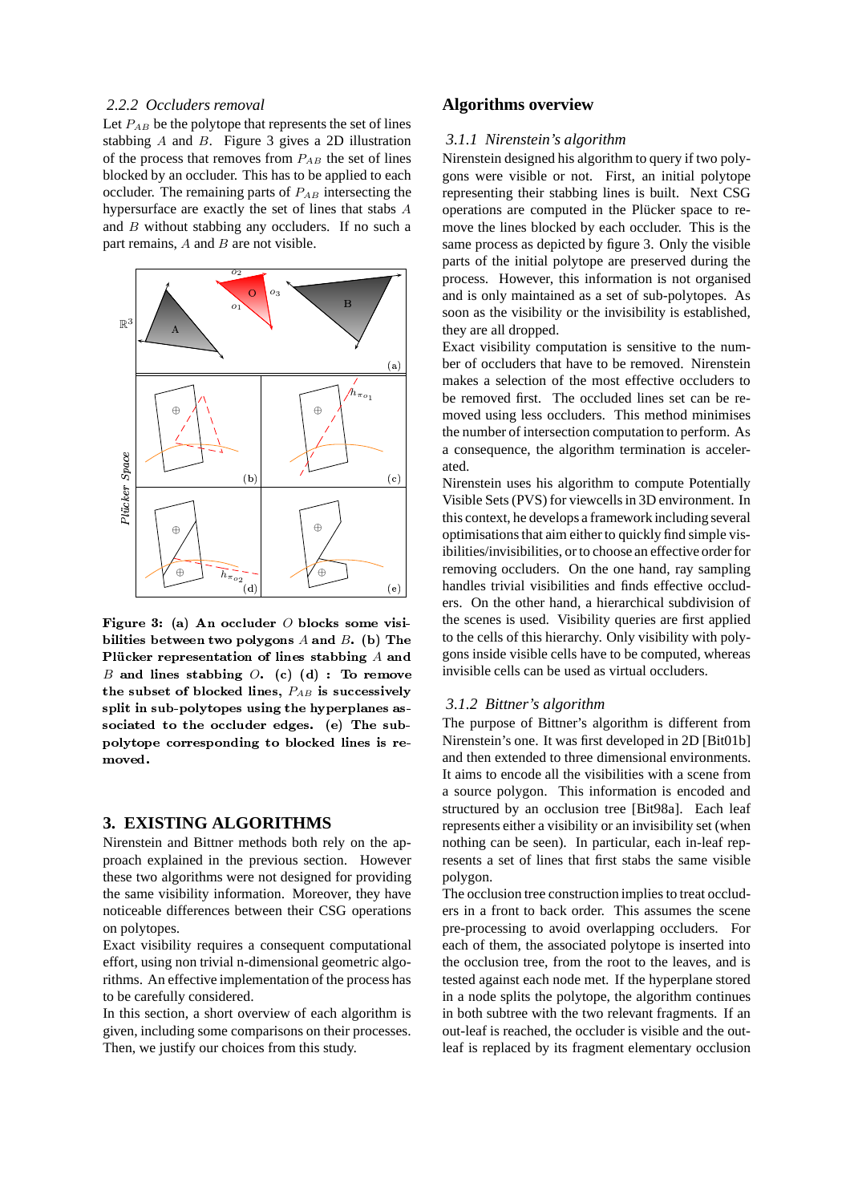### 2.2.2 Occluders removal

Let $P_{AB}$ be the polytope that represents the set of lines stabbing $A$ and $B$. Figure 3 gives a 2D illustration of the process that removes from $P_{AB}$ the set of lines blocked by an occluder. This has to be applied to each occluder. The remaining parts of $P_{AB}$ intersecting the hypersurface are exactly the set of lines that stabs $A$ and $B$ without stabbing any occluders. If no such a part remains, $A$ and $B$ are not visible.

**Figure 3: (a) An occluder $O$ blocks some visibilities between two polygons $A$ and $B$. (b) The Plücker representation of lines stabbing $A$ and $B$ and lines stabbing $O$. (c) (d) : To remove the subset of blocked lines, $P_{AB}$ is successively split in sub-polytopes using the hyperplanes associated to the occluder edges. (e) The sub-polytope corresponding to blocked lines is removed.**

## 3. EXISTING ALGORITHMS

Nirenstein and Bittner methods both rely on the approach explained in the previous section. However these two algorithms were not designed for providing the same visibility information. Moreover, they have noticeable differences between their CSG operations on polytopes.

Exact visibility requires a consequent computational effort, using non trivial n-dimensional geometric algorithms. An effective implementation of the process has to be carefully considered.

In this section, a short overview of each algorithm is given, including some comparisons on their processes. Then, we justify our choices from this study.

### Algorithms overview

#### 3.1.1 Nirenstein's algorithm

Nirenstein designed his algorithm to query if two polygons were visible or not. First, an initial polytope representing their stabbing lines is built. Next CSG operations are computed in the Plücker space to remove the lines blocked by each occluder. This is the same process as depicted by figure 3. Only the visible parts of the initial polytope are preserved during the process. However, this information is not organised and is only maintained as a set of sub-polytopes. As soon as the visibility or the invisibility is established, they are all dropped.

Exact visibility computation is sensitive to the number of occluders that have to be removed. Nirenstein makes a selection of the most effective occluders to be removed first. The occluded lines set can be removed using less occluders. This method minimises the number of intersection computation to perform. As a consequence, the algorithm termination is accelerated.

Nirenstein uses his algorithm to compute Potentially Visible Sets (PVS) for viewcells in 3D environment. In this context, he develops a framework including several optimisations that aim either to quickly find simple visibilities/invisibilities, or to choose an effective order for removing occluders. On the one hand, ray sampling handles trivial visibilities and finds effective occluders. On the other hand, a hierarchical subdivision of the scenes is used. Visibility queries are first applied to the cells of this hierarchy. Only visibility with polygons inside visible cells have to be computed, whereas invisible cells can be used as virtual occluders.

#### 3.1.2 Bittner's algorithm

The purpose of Bittner's algorithm is different from Nirenstein's one. It was first developed in 2D [Bit01b] and then extended to three dimensional environments. It aims to encode all the visibilities with a scene from a source polygon. This information is encoded and structured by an occlusion tree [Bit98a]. Each leaf represents either a visibility or an invisibility set (when nothing can be seen). In particular, each in-leaf represents a set of lines that first stabs the same visible polygon.

The occlusion tree construction implies to treat occluders in a front to back order. This assumes the scene pre-processing to avoid overlapping occluders. For each of them, the associated polytope is inserted into the occlusion tree, from the root to the leaves, and is tested against each node met. If the hyperplane stored in a node splits the polytope, the algorithm continues in both subtree with the two relevant fragments. If an out-leaf is reached, the occluder is visible and the out-leaf is replaced by its fragment elementary occlusion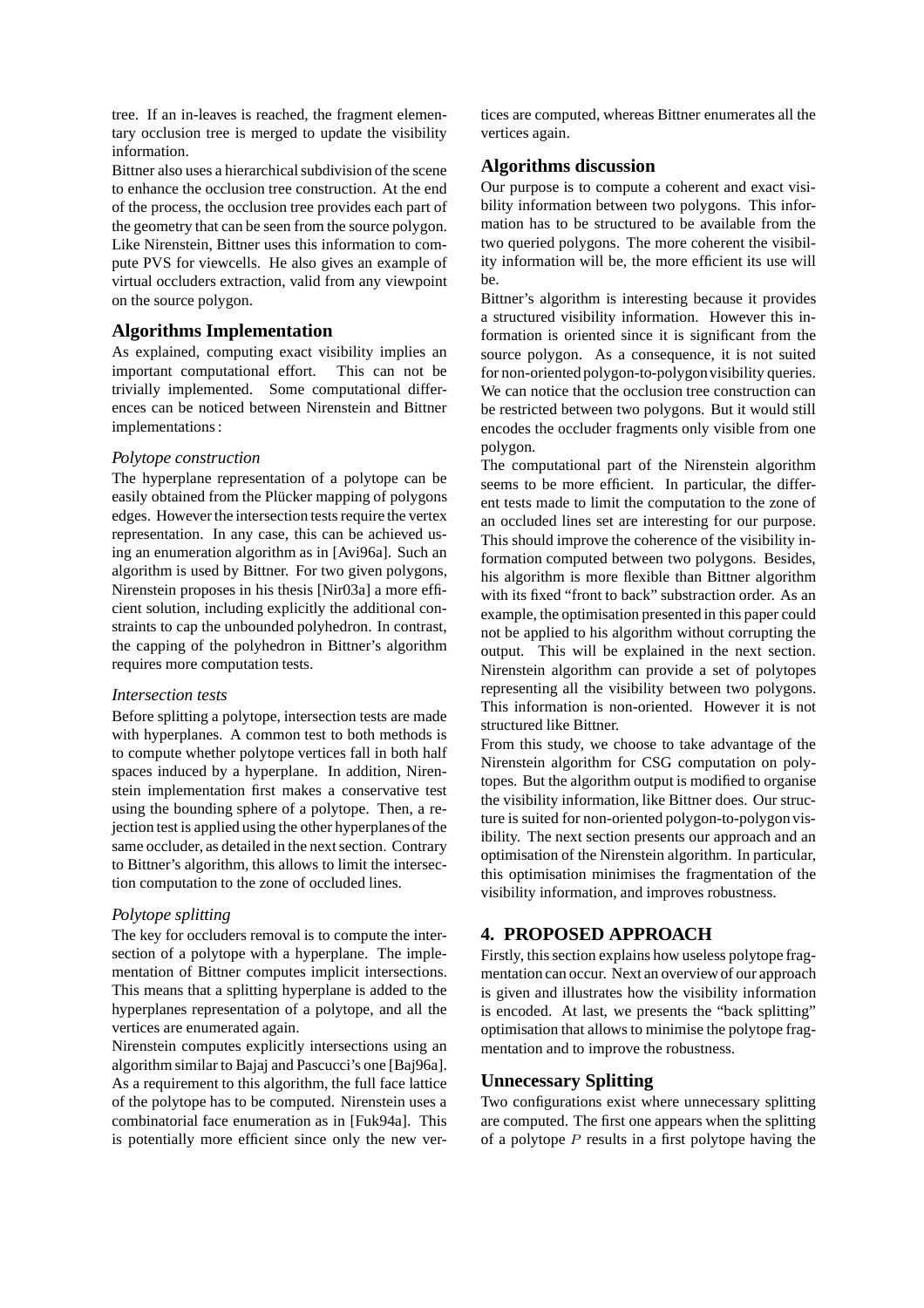tree. If an in-leaves is reached, the fragment elementary occlusion tree is merged to update the visibility information.

Bittner also uses a hierarchical subdivision of the scene to enhance the occlusion tree construction. At the end of the process, the occlusion tree provides each part of the geometry that can be seen from the source polygon. Like Nirenstein, Bittner uses this information to compute PVS for viewcells. He also gives an example of virtual occluders extraction, valid from any viewpoint on the source polygon.

## Algorithms Implementation

As explained, computing exact visibility implies an important computational effort. This can not be trivially implemented. Some computational differences can be noticed between Nirenstein and Bittner implementations :

*Polytope construction*

The hyperplane representation of a polytope can be easily obtained from the Plücker mapping of polygons edges. However the intersection tests require the vertex representation. In any case, this can be achieved using an enumeration algorithm as in [Avi96a]. Such an algorithm is used by Bittner. For two given polygons, Nirenstein proposes in his thesis [Nir03a] a more efficient solution, including explicitly the additional constraints to cap the unbounded polyhedron. In contrast, the capping of the polyhedron in Bittner's algorithm requires more computation tests.

*Intersection tests*

Before splitting a polytope, intersection tests are made with hyperplanes. A common test to both methods is to compute whether polytope vertices fall in both half spaces induced by a hyperplane. In addition, Nirenstein implementation first makes a conservative test using the bounding sphere of a polytope. Then, a rejection test is applied using the other hyperplanes of the same occluder, as detailed in the next section. Contrary to Bittner's algorithm, this allows to limit the intersection computation to the zone of occluded lines.

*Polytope splitting*

The key for occluders removal is to compute the intersection of a polytope with a hyperplane. The implementation of Bittner computes implicit intersections. This means that a splitting hyperplane is added to the hyperplanes representation of a polytope, and all the vertices are enumerated again.

Nirenstein computes explicitly intersections using an algorithm similar to Bajaj and Pascucci's one [Baj96a]. As a requirement to this algorithm, the full face lattice of the polytope has to be computed. Nirenstein uses a combinatorial face enumeration as in [Fuk94a]. This is potentially more efficient since only the new vertices are computed, whereas Bittner enumerates all the vertices again.

## Algorithms discussion

Our purpose is to compute a coherent and exact visibility information between two polygons. This information has to be structured to be available from the two queried polygons. The more coherent the visibility information will be, the more efficient its use will be.

Bittner's algorithm is interesting because it provides a structured visibility information. However this information is oriented since it is significant from the source polygon. As a consequence, it is not suited for non-oriented polygon-to-polygon visibility queries. We can notice that the occlusion tree construction can be restricted between two polygons. But it would still encodes the occluder fragments only visible from one polygon.

The computational part of the Nirenstein algorithm seems to be more efficient. In particular, the different tests made to limit the computation to the zone of an occluded lines set are interesting for our purpose. This should improve the coherence of the visibility information computed between two polygons. Besides, his algorithm is more flexible than Bittner algorithm with its fixed "front to back" substraction order. As an example, the optimisation presented in this paper could not be applied to his algorithm without corrupting the output. This will be explained in the next section. Nirenstein algorithm can provide a set of polytopes representing all the visibility between two polygons. This information is non-oriented. However it is not structured like Bittner.

From this study, we choose to take advantage of the Nirenstein algorithm for CSG computation on polytopes. But the algorithm output is modified to organise the visibility information, like Bittner does. Our structure is suited for non-oriented polygon-to-polygon visibility. The next section presents our approach and an optimisation of the Nirenstein algorithm. In particular, this optimisation minimises the fragmentation of the visibility information, and improves robustness.

# 4. PROPOSED APPROACH

Firstly, this section explains how useless polytope fragmentation can occur. Next an overview of our approach is given and illustrates how the visibility information is encoded. At last, we presents the "back splitting" optimisation that allows to minimise the polytope fragmentation and to improve the robustness.

## Unnecessary Splitting

Two configurations exist where unnecessary splitting are computed. The first one appears when the splitting of a polytope $P$ results in a first polytope having the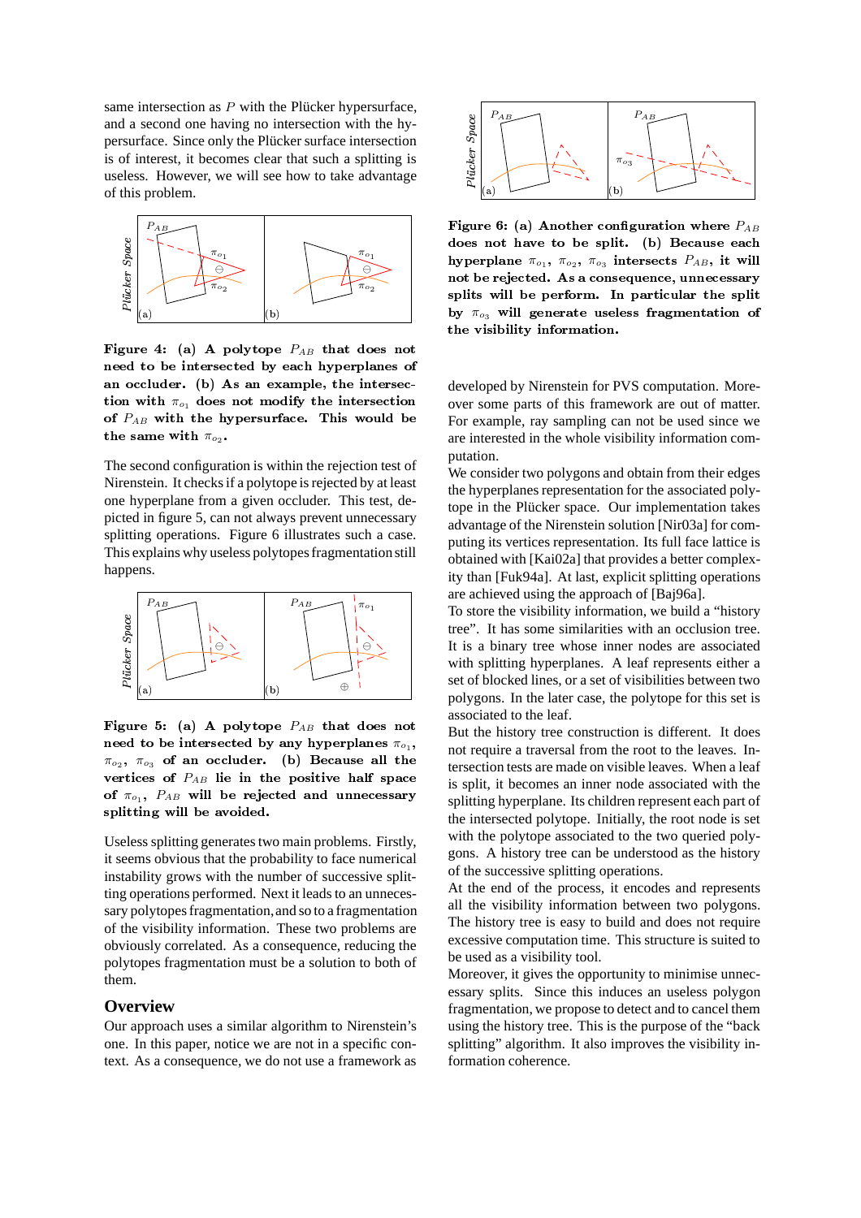same intersection as $P$ with the Plücker hypersurface, and a second one having no intersection with the hypersurface. Since only the Plücker surface intersection is of interest, it becomes clear that such a splitting is useless. However, we will see how to take advantage of this problem.

**Figure 4: (a) A polytope $P_{AB}$ that does not need to be intersected by each hyperplanes of an occluder. (b) As an example, the intersection with $\pi_{o_1}$ does not modify the intersection of $P_{AB}$ with the hypersurface. This would be the same with $\pi_{o_2}$.**

The second configuration is within the rejection test of Nirenstein. It checks if a polytope is rejected by at least one hyperplane from a given occluder. This test, depicted in figure 5, can not always prevent unnecessary splitting operations. Figure 6 illustrates such a case. This explains why useless polytopes fragmentation still happens.

**Figure 5: (a) A polytope $P_{AB}$ that does not need to be intersected by any hyperplanes $\pi_{o_1}$, $\pi_{o_2}$, $\pi_{o_3}$ of an occluder. (b) Because all the vertices of $P_{AB}$ lie in the positive half space of $\pi_{o_1}$, $P_{AB}$ will be rejected and unnecessary splitting will be avoided.**

Useless splitting generates two main problems. Firstly, it seems obvious that the probability to face numerical instability grows with the number of successive splitting operations performed. Next it leads to an unnecessary polytopes fragmentation, and so to a fragmentation of the visibility information. These two problems are obviously correlated. As a consequence, reducing the polytopes fragmentation must be a solution to both of them.

## Overview

Our approach uses a similar algorithm to Nirenstein's one. In this paper, notice we are not in a specific context. As a consequence, we do not use a framework as developed by Nirenstein for PVS computation. Moreover some parts of this framework are out of matter. For example, ray sampling can not be used since we are interested in the whole visibility information computation.

**Figure 6: (a) Another configuration where $P_{AB}$ does not have to be split. (b) Because each hyperplane $\pi_{o_1}$, $\pi_{o_2}$, $\pi_{o_3}$ intersects $P_{AB}$, it will not be rejected. As a consequence, unnecessary splits will be perform. In particular the split by $\pi_{o_3}$ will generate useless fragmentation of the visibility information.**

We consider two polygons and obtain from their edges the hyperplanes representation for the associated polytope in the Plücker space. Our implementation takes advantage of the Nirenstein solution [Nir03a] for computing its vertices representation. Its full face lattice is obtained with [Kai02a] that provides a better complexity than [Fuk94a]. At last, explicit splitting operations are achieved using the approach of [Baj96a].

To store the visibility information, we build a "history tree". It has some similarities with an occlusion tree. It is a binary tree whose inner nodes are associated with splitting hyperplanes. A leaf represents either a set of blocked lines, or a set of visibilities between two polygons. In the later case, the polytope for this set is associated to the leaf.

But the history tree construction is different. It does not require a traversal from the root to the leaves. Intersection tests are made on visible leaves. When a leaf is split, it becomes an inner node associated with the splitting hyperplane. Its children represent each part of the intersected polytope. Initially, the root node is set with the polytope associated to the two queried polygons. A history tree can be understood as the history of the successive splitting operations.

At the end of the process, it encodes and represents all the visibility information between two polygons. The history tree is easy to build and does not require excessive computation time. This structure is suited to be used as a visibility tool.

Moreover, it gives the opportunity to minimise unnecessary splits. Since this induces an useless polygon fragmentation, we propose to detect and to cancel them using the history tree. This is the purpose of the "back splitting" algorithm. It also improves the visibility information coherence.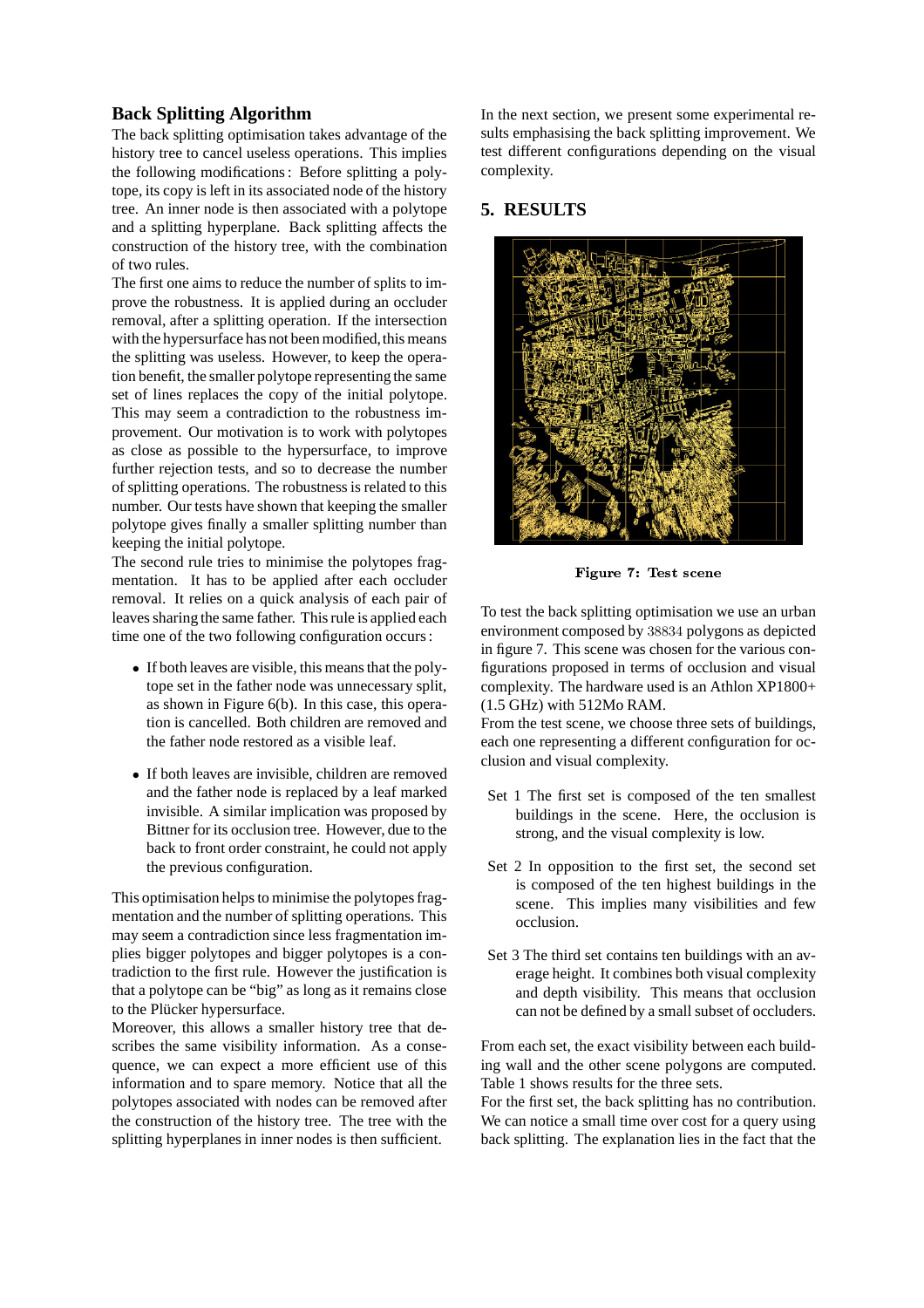### Back Splitting Algorithm

The back splitting optimisation takes advantage of the history tree to cancel useless operations. This implies the following modifications : Before splitting a polytope, its copy is left in its associated node of the history tree. An inner node is then associated with a polytope and a splitting hyperplane. Back splitting affects the construction of the history tree, with the combination of two rules.

The first one aims to reduce the number of splits to improve the robustness. It is applied during an occluder removal, after a splitting operation. If the intersection with the hypersurface has not been modified, this means the splitting was useless. However, to keep the operation benefit, the smaller polytope representing the same set of lines replaces the copy of the initial polytope. This may seem a contradiction to the robustness improvement. Our motivation is to work with polytopes as close as possible to the hypersurface, to improve further rejection tests, and so to decrease the number of splitting operations. The robustness is related to this number. Our tests have shown that keeping the smaller polytope gives finally a smaller splitting number than keeping the initial polytope.

The second rule tries to minimise the polytopes fragmentation. It has to be applied after each occluder removal. It relies on a quick analysis of each pair of leaves sharing the same father. This rule is applied each time one of the two following configuration occurs :

- If both leaves are visible, this means that the polytope set in the father node was unnecessary split, as shown in Figure 6(b). In this case, this operation is cancelled. Both children are removed and the father node restored as a visible leaf.
- If both leaves are invisible, children are removed and the father node is replaced by a leaf marked invisible. A similar implication was proposed by Bittner for its occlusion tree. However, due to the back to front order constraint, he could not apply the previous configuration.

This optimisation helps to minimise the polytopes fragmentation and the number of splitting operations. This may seem a contradiction since less fragmentation implies bigger polytopes and bigger polytopes is a contradiction to the first rule. However the justification is that a polytope can be "big" as long as it remains close to the Plücker hypersurface.

Moreover, this allows a smaller history tree that describes the same visibility information. As a consequence, we can expect a more efficient use of this information and to spare memory. Notice that all the polytopes associated with nodes can be removed after the construction of the history tree. The tree with the splitting hyperplanes in inner nodes is then sufficient.

In the next section, we present some experimental results emphasising the back splitting improvement. We test different configurations depending on the visual complexity.

## 5. RESULTS

**Figure 7: Test scene**

To test the back splitting optimisation we use an urban environment composed by 38834 polygons as depicted in figure 7. This scene was chosen for the various configurations proposed in terms of occlusion and visual complexity. The hardware used is an Athlon XP1800+ (1.5 GHz) with 512Mo RAM.

From the test scene, we choose three sets of buildings, each one representing a different configuration for occlusion and visual complexity.

- Set 1 The first set is composed of the ten smallest buildings in the scene. Here, the occlusion is strong, and the visual complexity is low.
- Set 2 In opposition to the first set, the second set is composed of the ten highest buildings in the scene. This implies many visibilities and few occlusion.
- Set 3 The third set contains ten buildings with an average height. It combines both visual complexity and depth visibility. This means that occlusion can not be defined by a small subset of occluders.

From each set, the exact visibility between each building wall and the other scene polygons are computed. Table 1 shows results for the three sets.

For the first set, the back splitting has no contribution. We can notice a small time over cost for a query using back splitting. The explanation lies in the fact that the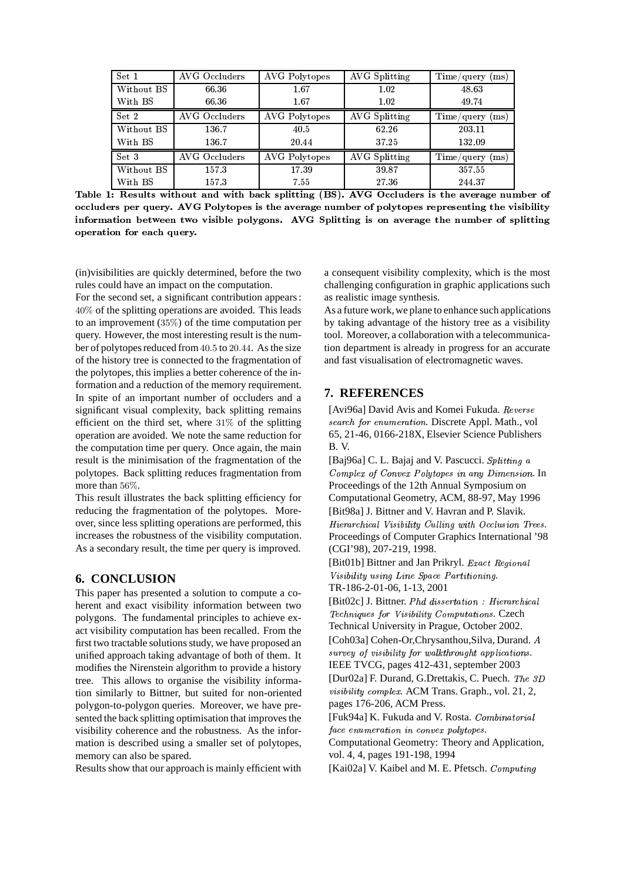| Set 1 | AVG Occluders | AVG Polytopes | AVG Splitting | Time/query (ms) |
|---|---|---|---|---|
| Without BS | 66.36 | 1.67 | 1.02 | 48.63 |
| With BS | 66.36 | 1.67 | 1.02 | 49.74 |
| **Set 2** | **AVG Occluders** | **AVG Polytopes** | **AVG Splitting** | **Time/query (ms)** |
| Without BS | 136.7 | 40.5 | 62.26 | 203.11 |
| With BS | 136.7 | 20.44 | 37.25 | 132.09 |
| **Set 3** | **AVG Occluders** | **AVG Polytopes** | **AVG Splitting** | **Time/query (ms)** |
| Without BS | 157.3 | 17.39 | 39.87 | 357.55 |
| With BS | 157.3 | 7.55 | 27.36 | 244.37 |

**Table 1: Results without and with back splitting (BS). AVG Occluders is the average number of occluders per query. AVG Polytopes is the average number of polytopes representing the visibility information between two visible polygons. AVG Splitting is on average the number of splitting operation for each query.**

(in)visibilities are quickly determined, before the two rules could have an impact on the computation.

For the second set, a significant contribution appears: $40\%$ of the splitting operations are avoided. This leads to an improvement ($35\%$) of the time computation per query. However, the most interesting result is the number of polytopes reduced from $40.5$ to $20.44$. As the size of the history tree is connected to the fragmentation of the polytopes, this implies a better coherence of the information and a reduction of the memory requirement. In spite of an important number of occluders and a significant visual complexity, back splitting remains efficient on the third set, where $31\%$ of the splitting operation are avoided. We note the same reduction for the computation time per query. Once again, the main result is the minimisation of the fragmentation of the polytopes. Back splitting reduces fragmentation from more than $56\%$.

This result illustrates the back splitting efficiency for reducing the fragmentation of the polytopes. Moreover, since less splitting operations are performed, this increases the robustness of the visibility computation. As a secondary result, the time per query is improved.

## 6. CONCLUSION

This paper has presented a solution to compute a coherent and exact visibility information between two polygons. The fundamental principles to achieve exact visibility computation has been recalled. From the first two tractable solutions study, we have proposed an unified approach taking advantage of both of them. It modifies the Nirenstein algorithm to provide a history tree. This allows to organise the visibility information similarly to Bittner, but suited for non-oriented polygon-to-polygon queries. Moreover, we have presented the back splitting optimisation that improves the visibility coherence and the robustness. As the information is described using a smaller set of polytopes, memory can also be spared.

Results show that our approach is mainly efficient with a consequent visibility complexity, which is the most challenging configuration in graphic applications such as realistic image synthesis.

As a future work, we plane to enhance such applications by taking advantage of the history tree as a visibility tool. Moreover, a collaboration with a telecommunication department is already in progress for an accurate and fast visualisation of electromagnetic waves.

## 7. REFERENCES

[Avi96a] David Avis and Komei Fukuda. *Reverse search for enumeration.* Discrete Appl. Math., vol 65, 21-46, 0166-218X, Elsevier Science Publishers B. V.

[Baj96a] C. L. Bajaj and V. Pascucci. *Splitting a Complex of Convex Polytopes in any Dimension.* In Proceedings of the 12th Annual Symposium on Computational Geometry, ACM, 88-97, May 1996

[Bit98a] J. Bittner and V. Havran and P. Slavik. *Hierarchical Visibility Culling with Occlusion Trees.* Proceedings of Computer Graphics International '98 (CGI'98), 207-219, 1998.

[Bit01b] Bittner and Jan Prikryl. *Exact Regional Visibility using Line Space Partitioning.* TR-186-2-01-06, 1-13, 2001

[Bit02c] J. Bittner. *Phd dissertation : Hierarchical Techniques for Visibility Computations.* Czech Technical University in Prague, October 2002.

[Coh03a] Cohen-Or,Chrysanthou,Silva, Durand. *A survey of visibility for walkthrought applications.* IEEE TVCG, pages 412-431, september 2003

[Dur02a] F. Durand, G.Drettakis, C. Puech. *The 3D visibility complex.* ACM Trans. Graph., vol. 21, 2, pages 176-206, ACM Press.

[Fuk94a] K. Fukuda and V. Rosta. *Combinatorial face enumeration in convex polytopes.* Computational Geometry: Theory and Application, vol. 4, 4, pages 191-198, 1994

[Kai02a] V. Kaibel and M. E. Pfetsch. *Computing*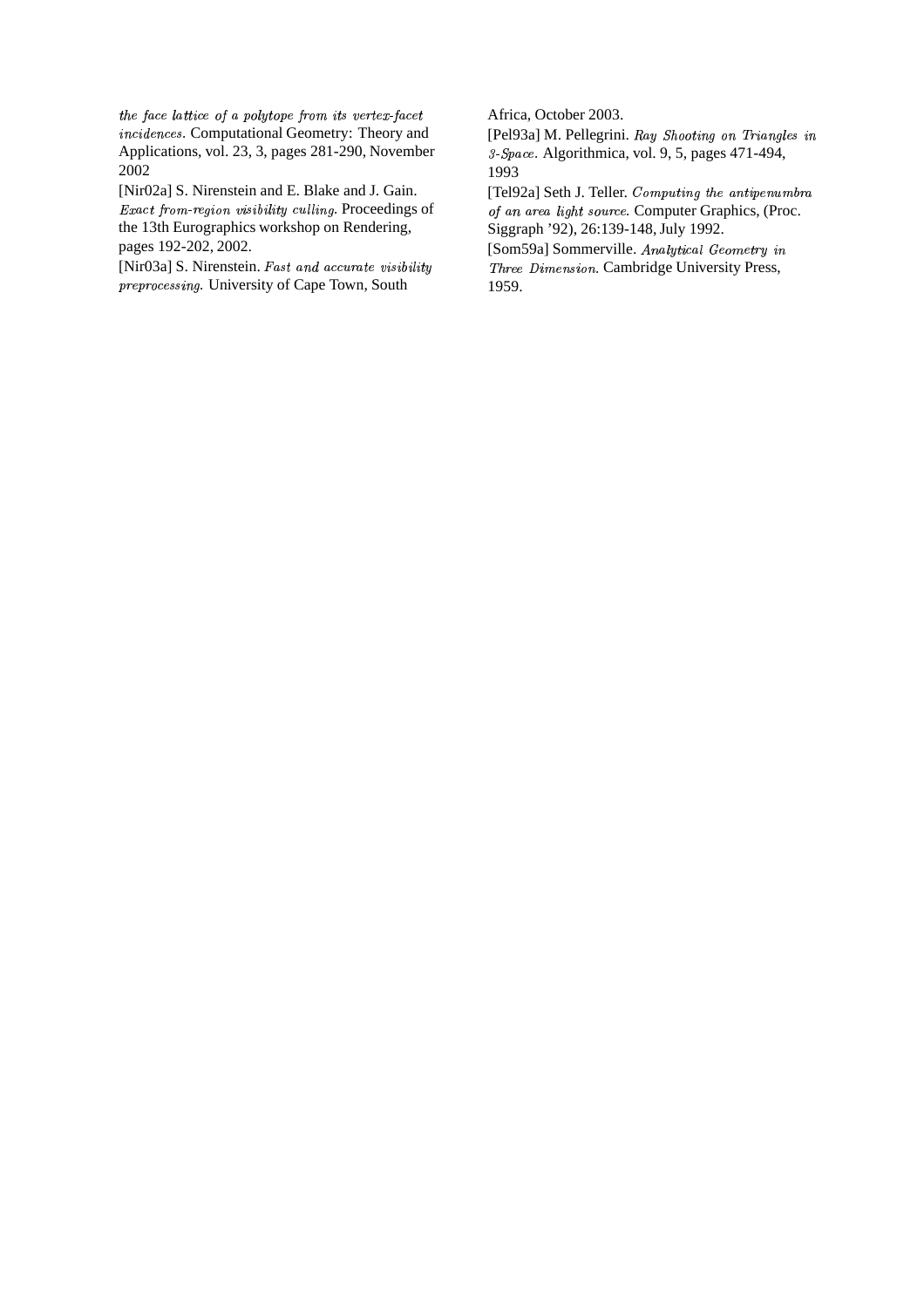*the face lattice of a polytope from its vertex-facet incidences.* Computational Geometry: Theory and Applications, vol. 23, 3, pages 281-290, November 2002

[Nir02a] S. Nirenstein and E. Blake and J. Gain. *Exact from-region visibility culling.* Proceedings of the 13th Eurographics workshop on Rendering, pages 192-202, 2002.

[Nir03a] S. Nirenstein. *Fast and accurate visibility preprocessing.* University of Cape Town, South Africa, October 2003.

[Pel93a] M. Pellegrini. *Ray Shooting on Triangles in 3-Space.* Algorithmica, vol. 9, 5, pages 471-494, 1993

[Tel92a] Seth J. Teller. *Computing the antipenumbra of an area light source.* Computer Graphics, (Proc. Siggraph '92), 26:139-148, July 1992.

[Som59a] Sommerville. *Analytical Geometry in Three Dimension.* Cambridge University Press, 1959.